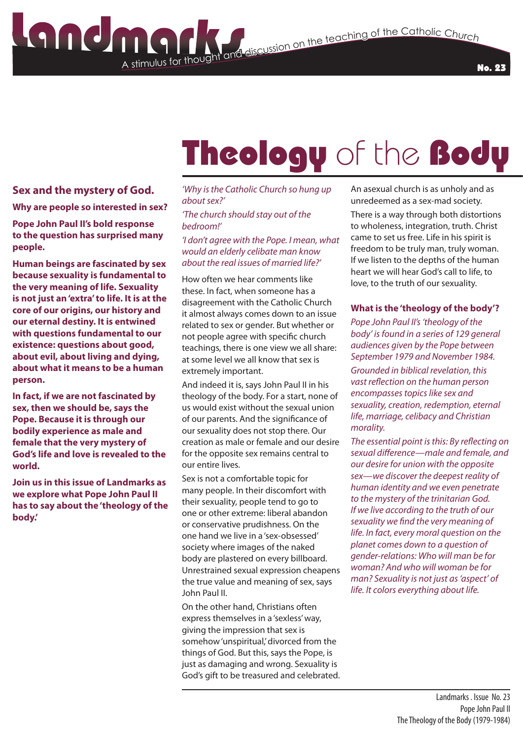# Landmarks

A stimulus for thought and discussion on the teaching of the Catholic Church

No. 23

# Theology of the Body

## Sex and the mystery of God.

**Why are people so interested in sex?**

**Pope John Paul II's bold response to the question has surprised many people.**

**Human beings are fascinated by sex because sexuality is fundamental to the very meaning of life. Sexuality is not just an 'extra' to life. It is at the core of our origins, our history and our eternal destiny. It is entwined with questions fundamental to our existence: questions about good, about evil, about living and dying, about what it means to be a human person.**

**In fact, if we are not fascinated by sex, then we should be, says the Pope. Because it is through our bodily experience as male and female that the very mystery of God's life and love is revealed to the world.**

**Join us in this issue of Landmarks as we explore what Pope John Paul II has to say about the 'theology of the body.'**

*'Why is the Catholic Church so hung up about sex?'*

*'The church should stay out of the bedroom!'*

*'I don't agree with the Pope. I mean, what would an elderly celibate man know about the real issues of married life?'*

How often we hear comments like these. In fact, when someone has a disagreement with the Catholic Church it almost always comes down to an issue related to sex or gender. But whether or not people agree with specific church teachings, there is one view we all share: at some level we all know that sex is extremely important.

And indeed it is, says John Paul II in his theology of the body. For a start, none of us would exist without the sexual union of our parents. And the significance of our sexuality does not stop there. Our creation as male or female and our desire for the opposite sex remains central to our entire lives.

Sex is not a comfortable topic for many people. In their discomfort with their sexuality, people tend to go to one or other extreme: liberal abandon or conservative prudishness. On the one hand we live in a 'sex-obsessed' society where images of the naked body are plastered on every billboard. Unrestrained sexual expression cheapens the true value and meaning of sex, says John Paul II.

On the other hand, Christians often express themselves in a 'sexless' way, giving the impression that sex is somehow 'unspiritual,' divorced from the things of God. But this, says the Pope, is just as damaging and wrong. Sexuality is God's gift to be treasured and celebrated.

An asexual church is as unholy and as unredeemed as a sex-mad society.

There is a way through both distortions to wholeness, integration, truth. Christ came to set us free. Life in his spirit is freedom to be truly man, truly woman. If we listen to the depths of the human heart we will hear God's call to life, to love, to the truth of our sexuality.

### What is the 'theology of the body'?

*Pope John Paul II's 'theology of the body' is found in a series of 129 general audiences given by the Pope between September 1979 and November 1984.*

*Grounded in biblical revelation, this vast reflection on the human person encompasses topics like sex and sexuality, creation, redemption, eternal life, marriage, celibacy and Christian morality.*

*The essential point is this: By reflecting on sexual difference—male and female, and our desire for union with the opposite sex—we discover the deepest reality of human identity and we even penetrate to the mystery of the trinitarian God. If we live according to the truth of our sexuality we find the very meaning of life. In fact, every moral question on the planet comes down to a question of gender-relations: Who will man be for woman? And who will woman be for man? Sexuality is not just as 'aspect' of life. It colors everything about life.*

Landmarks . Issue No. 23
Pope John Paul II
The Theology of the Body (1979-1984)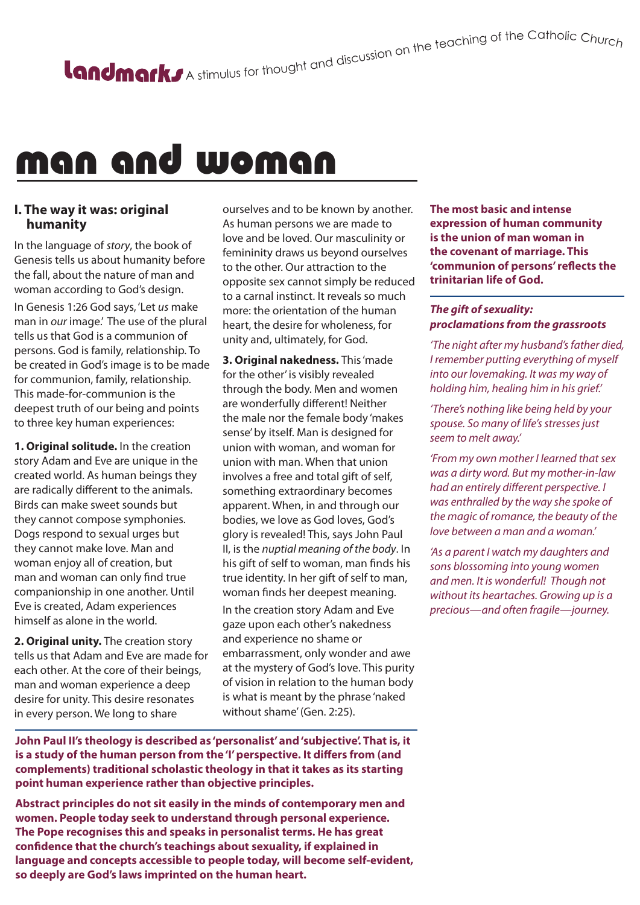**Landmarks** A stimulus for thought and discussion on the teaching of the Catholic Church

# man and woman

## I. The way it was: original humanity

In the language of *story*, the book of Genesis tells us about humanity before the fall, about the nature of man and woman according to God's design.

In Genesis 1:26 God says, 'Let *us* make man in *our* image.' The use of the plural tells us that God is a communion of persons. God is family, relationship. To be created in God's image is to be made for communion, family, relationship. This made-for-communion is the deepest truth of our being and points to three key human experiences:

**1. Original solitude.** In the creation story Adam and Eve are unique in the created world. As human beings they are radically different to the animals. Birds can make sweet sounds but they cannot compose symphonies. Dogs respond to sexual urges but they cannot make love. Man and woman enjoy all of creation, but man and woman can only find true companionship in one another. Until Eve is created, Adam experiences himself as alone in the world.

**2. Original unity.** The creation story tells us that Adam and Eve are made for each other. At the core of their beings, man and woman experience a deep desire for unity. This desire resonates in every person. We long to share ourselves and to be known by another. As human persons we are made to love and be loved. Our masculinity or femininity draws us beyond ourselves to the other. Our attraction to the opposite sex cannot simply be reduced to a carnal instinct. It reveals so much more: the orientation of the human heart, the desire for wholeness, for unity and, ultimately, for God.

**3. Original nakedness.** This 'made for the other' is visibly revealed through the body. Men and women are wonderfully different! Neither the male nor the female body 'makes sense' by itself. Man is designed for union with woman, and woman for union with man. When that union involves a free and total gift of self, something extraordinary becomes apparent. When, in and through our bodies, we love as God loves, God's glory is revealed! This, says John Paul II, is the *nuptial meaning of the body*. In his gift of self to woman, man finds his true identity. In her gift of self to man, woman finds her deepest meaning.

In the creation story Adam and Eve gaze upon each other's nakedness and experience no shame or embarrassment, only wonder and awe at the mystery of God's love. This purity of vision in relation to the human body is what is meant by the phrase 'naked without shame' (Gen. 2:25).

**The most basic and intense expression of human community is the union of man woman in the covenant of marriage. This 'communion of persons' reflects the trinitarian life of God.**

***The gift of sexuality: proclamations from the grassroots***

*'The night after my husband's father died, I remember putting everything of myself into our lovemaking. It was my way of holding him, healing him in his grief.'*

*'There's nothing like being held by your spouse. So many of life's stresses just seem to melt away.'*

*'From my own mother I learned that sex was a dirty word. But my mother-in-law had an entirely different perspective. I was enthralled by the way she spoke of the magic of romance, the beauty of the love between a man and a woman.'*

*'As a parent I watch my daughters and sons blossoming into young women and men. It is wonderful! Though not without its heartaches. Growing up is a precious—and often fragile—journey.*

**John Paul II's theology is described as 'personalist' and 'subjective'. That is, it is a study of the human person from the 'I' perspective. It differs from (and complements) traditional scholastic theology in that it takes as its starting point human experience rather than objective principles.**

**Abstract principles do not sit easily in the minds of contemporary men and women. People today seek to understand through personal experience. The Pope recognises this and speaks in personalist terms. He has great confidence that the church's teachings about sexuality, if explained in language and concepts accessible to people today, will become self-evident, so deeply are God's laws imprinted on the human heart.**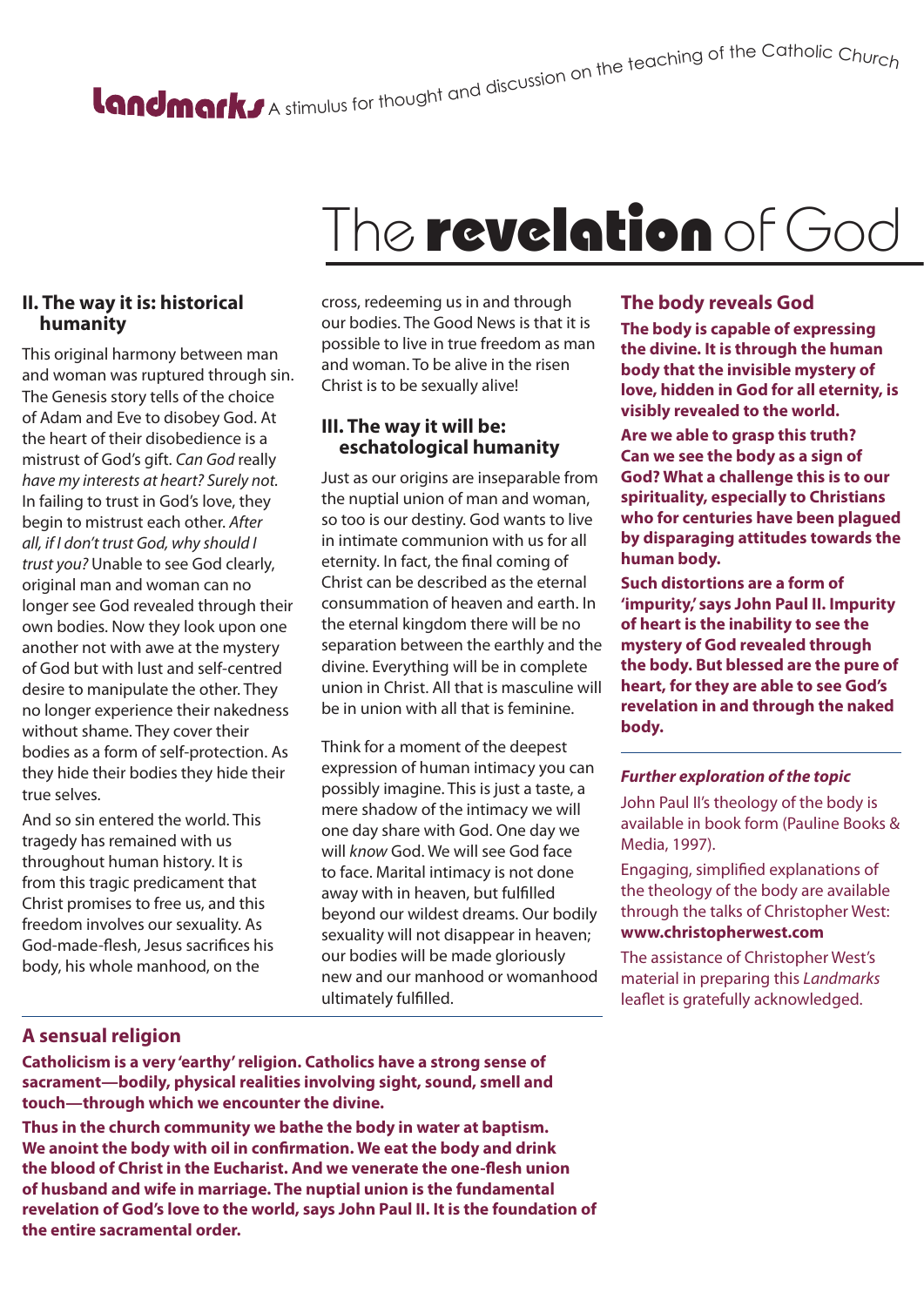# The **revelation** of God

## II. The way it is: historical humanity

This original harmony between man and woman was ruptured through sin. The Genesis story tells of the choice of Adam and Eve to disobey God. At the heart of their disobedience is a mistrust of God's gift. *Can God really have my interests at heart? Surely not.* In failing to trust in God's love, they begin to mistrust each other. *After all, if I don't trust God, why should I trust you?* Unable to see God clearly, original man and woman can no longer see God revealed through their own bodies. Now they look upon one another not with awe at the mystery of God but with lust and self-centred desire to manipulate the other. They no longer experience their nakedness without shame. They cover their bodies as a form of self-protection. As they hide their bodies they hide their true selves.

And so sin entered the world. This tragedy has remained with us throughout human history. It is from this tragic predicament that Christ promises to free us, and this freedom involves our sexuality. As God-made-flesh, Jesus sacrifices his body, his whole manhood, on the cross, redeeming us in and through our bodies. The Good News is that it is possible to live in true freedom as man and woman. To be alive in the risen Christ is to be sexually alive!

## III. The way it will be: eschatological humanity

Just as our origins are inseparable from the nuptial union of man and woman, so too is our destiny. God wants to live in intimate communion with us for all eternity. In fact, the final coming of Christ can be described as the eternal consummation of heaven and earth. In the eternal kingdom there will be no separation between the earthly and the divine. Everything will be in complete union in Christ. All that is masculine will be in union with all that is feminine.

Think for a moment of the deepest expression of human intimacy you can possibly imagine. This is just a taste, a mere shadow of the intimacy we will one day share with God. One day we will *know* God. We will see God face to face. Marital intimacy is not done away with in heaven, but fulfilled beyond our wildest dreams. Our bodily sexuality will not disappear in heaven; our bodies will be made gloriously new and our manhood or womanhood ultimately fulfilled.

## The body reveals God

**The body is capable of expressing the divine. It is through the human body that the invisible mystery of love, hidden in God for all eternity, is visibly revealed to the world.**

**Are we able to grasp this truth? Can we see the body as a sign of God? What a challenge this is to our spirituality, especially to Christians who for centuries have been plagued by disparaging attitudes towards the human body.**

**Such distortions are a form of 'impurity,' says John Paul II. Impurity of heart is the inability to see the mystery of God revealed through the body. But blessed are the pure of heart, for they are able to see God's revelation in and through the naked body.**

### *Further exploration of the topic*

John Paul II's theology of the body is available in book form (Pauline Books & Media, 1997).

Engaging, simplified explanations of the theology of the body are available through the talks of Christopher West: **www.christopherwest.com**

The assistance of Christopher West's material in preparing this *Landmarks* leaflet is gratefully acknowledged.

## A sensual religion

**Catholicism is a very 'earthy' religion. Catholics have a strong sense of sacrament—bodily, physical realities involving sight, sound, smell and touch—through which we encounter the divine.**

**Thus in the church community we bathe the body in water at baptism. We anoint the body with oil in confirmation. We eat the body and drink the blood of Christ in the Eucharist. And we venerate the one-flesh union of husband and wife in marriage. The nuptial union is the fundamental revelation of God's love to the world, says John Paul II. It is the foundation of the entire sacramental order.**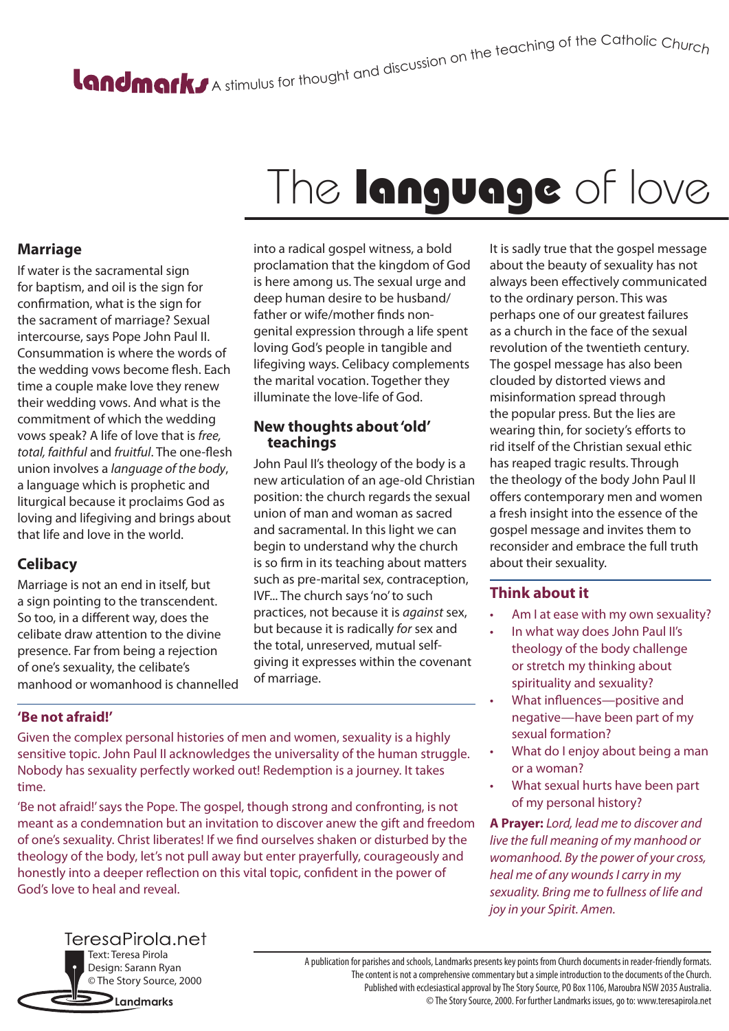**Landmarks** A stimulus for thought and discussion on the teaching of the Catholic Church

# The **language** of love

## Marriage

If water is the sacramental sign for baptism, and oil is the sign for confirmation, what is the sign for the sacrament of marriage? Sexual intercourse, says Pope John Paul II. Consummation is where the words of the wedding vows become flesh. Each time a couple make love they renew their wedding vows. And what is the commitment of which the wedding vows speak? A life of love that is *free, total, faithful* and *fruitful*. The one-flesh union involves a *language of the body*, a language which is prophetic and liturgical because it proclaims God as loving and lifegiving and brings about that life and love in the world.

## Celibacy

Marriage is not an end in itself, but a sign pointing to the transcendent. So too, in a different way, does the celibate draw attention to the divine presence. Far from being a rejection of one's sexuality, the celibate's manhood or womanhood is channelled into a radical gospel witness, a bold proclamation that the kingdom of God is here among us. The sexual urge and deep human desire to be husband/father or wife/mother finds non-genital expression through a life spent loving God's people in tangible and lifegiving ways. Celibacy complements the marital vocation. Together they illuminate the love-life of God.

## New thoughts about 'old' teachings

John Paul II's theology of the body is a new articulation of an age-old Christian position: the church regards the sexual union of man and woman as sacred and sacramental. In this light we can begin to understand why the church is so firm in its teaching about matters such as pre-marital sex, contraception, IVF... The church says 'no' to such practices, not because it is *against* sex, but because it is radically *for* sex and the total, unreserved, mutual self-giving it expresses within the covenant of marriage.

It is sadly true that the gospel message about the beauty of sexuality has not always been effectively communicated to the ordinary person. This was perhaps one of our greatest failures as a church in the face of the sexual revolution of the twentieth century. The gospel message has also been clouded by distorted views and misinformation spread through the popular press. But the lies are wearing thin, for society's efforts to rid itself of the Christian sexual ethic has reaped tragic results. Through the theology of the body John Paul II offers contemporary men and women a fresh insight into the essence of the gospel message and invites them to reconsider and embrace the full truth about their sexuality.

## 'Be not afraid!'

Given the complex personal histories of men and women, sexuality is a highly sensitive topic. John Paul II acknowledges the universality of the human struggle. Nobody has sexuality perfectly worked out! Redemption is a journey. It takes time.

'Be not afraid!' says the Pope. The gospel, though strong and confronting, is not meant as a condemnation but an invitation to discover anew the gift and freedom of one's sexuality. Christ liberates! If we find ourselves shaken or disturbed by the theology of the body, let's not pull away but enter prayerfully, courageously and honestly into a deeper reflection on this vital topic, confident in the power of God's love to heal and reveal.

## Think about it

- Am I at ease with my own sexuality?
- In what way does John Paul II's theology of the body challenge or stretch my thinking about spirituality and sexuality?
- What influences—positive and negative—have been part of my sexual formation?
- What do I enjoy about being a man or a woman?
- What sexual hurts have been part of my personal history?

**A Prayer:** *Lord, lead me to discover and live the full meaning of my manhood or womanhood. By the power of your cross, heal me of any wounds I carry in my sexuality. Bring me to fullness of life and joy in your Spirit. Amen.*

TeresaPirola.net
Text: Teresa Pirola
Design: Sarann Ryan
© The Story Source, 2000
Landmarks

A publication for parishes and schools, Landmarks presents key points from Church documents in reader-friendly formats. The content is not a comprehensive commentary but a simple introduction to the documents of the Church. Published with ecclesiastical approval by The Story Source, PO Box 1106, Maroubra NSW 2035 Australia. © The Story Source, 2000. For further Landmarks issues, go to: www.teresapirola.net